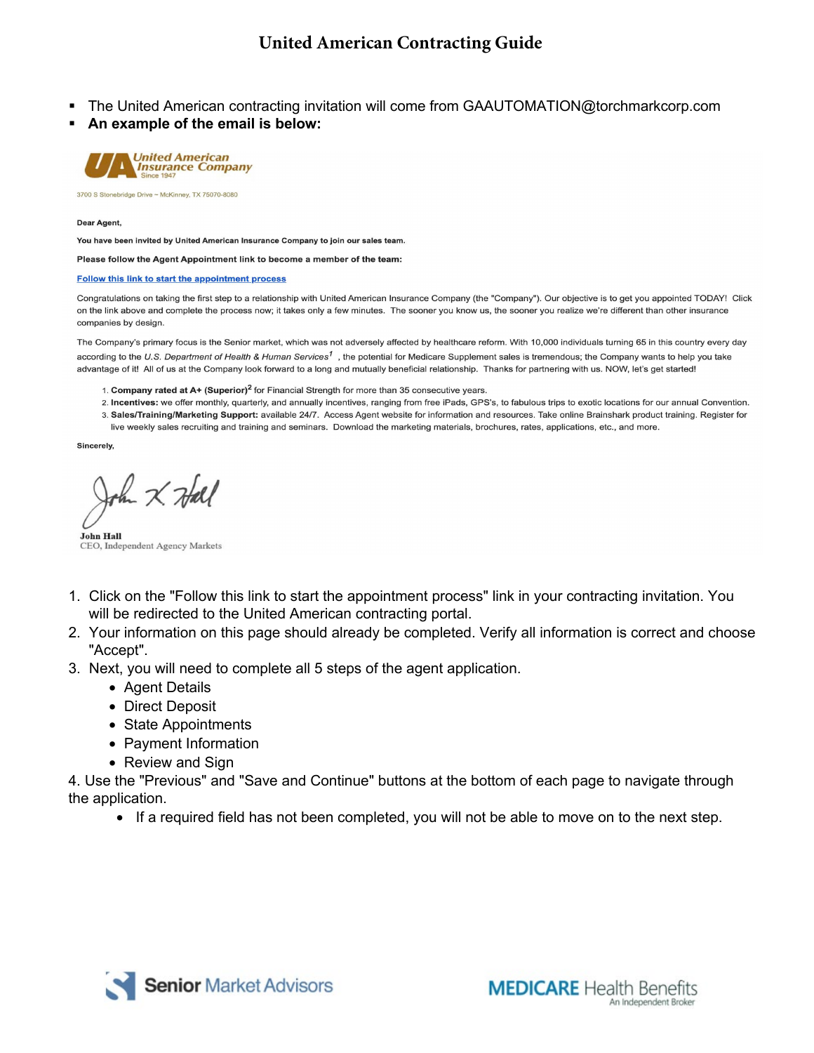# United American Contracting Guide

- The United American contracting invitation will come from GAAUTOMATION@torchmarkcorp.com
- **An example of the email is below:**

United American Insurance Company
Since 1947

3700 S Stonebridge Drive ~ McKinney, TX 75070-8080

**Dear Agent,**

**You have been invited by United American Insurance Company to join our sales team.**

**Please follow the Agent Appointment link to become a member of the team:**

**Follow this link to start the appointment process**

Congratulations on taking the first step to a relationship with United American Insurance Company (the "Company"). Our objective is to get you appointed TODAY! Click on the link above and complete the process now; it takes only a few minutes. The sooner you know us, the sooner you realize we're different than other insurance companies by design.

The Company's primary focus is the Senior market, which was not adversely affected by healthcare reform. With 10,000 individuals turning 65 in this country every day according to the *U.S. Department of Health & Human Services*[1] , the potential for Medicare Supplement sales is tremendous; the Company wants to help you take advantage of it! All of us at the Company look forward to a long and mutually beneficial relationship. Thanks for partnering with us. NOW, let's get started!

1. **Company rated at A+ (Superior)**[2] for Financial Strength for more than 35 consecutive years.
2. **Incentives:** we offer monthly, quarterly, and annually incentives, ranging from free iPads, GPS's, to fabulous trips to exotic locations for our annual Convention.
3. **Sales/Training/Marketing Support:** available 24/7. Access Agent website for information and resources. Take online Brainshark product training. Register for live weekly sales recruiting and training and seminars. Download the marketing materials, brochures, rates, applications, etc., and more.

**Sincerely,**

John K. Hall

**John Hall**
CEO, Independent Agency Markets

1. Click on the "Follow this link to start the appointment process" link in your contracting invitation. You will be redirected to the United American contracting portal.
2. Your information on this page should already be completed. Verify all information is correct and choose "Accept".
3. Next, you will need to complete all 5 steps of the agent application.
   - Agent Details
   - Direct Deposit
   - State Appointments
   - Payment Information
   - Review and Sign
4. Use the "Previous" and "Save and Continue" buttons at the bottom of each page to navigate through the application.
   - If a required field has not been completed, you will not be able to move on to the next step.

Senior Market Advisors

MEDICARE Health Benefits
An Independent Broker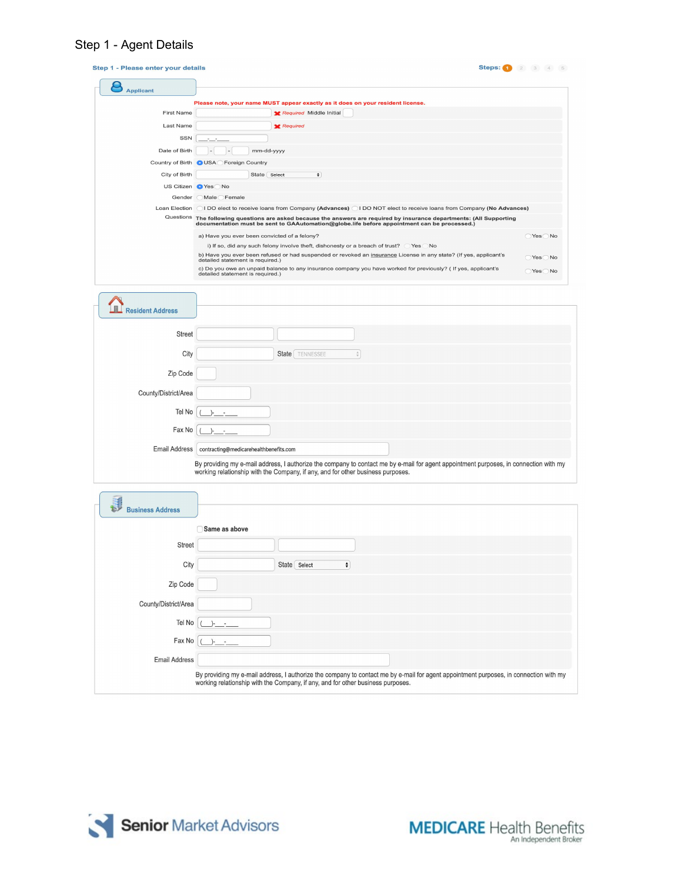# Step 1 - Agent Details

**Step 1 - Please enter your details**

Steps: 1 2 3 4 5

## Applicant

**Please note, your name MUST appear exactly as it does on your resident license.**

First Name ______ *Required* Middle Initial ___

Last Name ______ *Required*

SSN ___-__-____

Date of Birth ___ - ___ - ___ mm-dd-yyyy

Country of Birth ◉ USA ◯ Foreign Country

City of Birth ______ State Select

US Citizen ◉ Yes ◯ No

Gender ◯ Male ◯ Female

Loan Election ◯ I DO elect to receive loans from Company **(Advances)** ◯ I DO NOT elect to receive loans from Company **(No Advances)**

Questions **The following questions are asked because the answers are required by insurance departments: (All Supporting documentation must be sent to GAAutomation@globe.life before appointment can be processed.)**

a) Have you ever been convicted of a felony? ◯ Yes ◯ No

i) If so, did any such felony involve theft, dishonesty or a breach of trust? ◯ Yes ◯ No

b) Have you ever been refused or had suspended or revoked an insurance License in any state? (If yes, applicant's detailed statement is required.) ◯ Yes ◯ No

c) Do you owe an unpaid balance to any insurance company you have worked for previously? ( If yes, applicant's detailed statement is required.) ◯ Yes ◯ No

## Resident Address

Street ______ ______

City ______ State TENNESSEE

Zip Code ______

County/District/Area ______

Tel No (___)___-____

Fax No (___)___-____

Email Address contracting@medicarehealthbenefits.com

By providing my e-mail address, I authorize the company to contact me by e-mail for agent appointment purposes, in connection with my working relationship with the Company, if any, and for other business purposes.

## Business Address

☐ **Same as above**

Street ______ ______

City ______ State Select

Zip Code ______

County/District/Area ______

Tel No (___)___-____

Fax No (___)___-____

Email Address ______

By providing my e-mail address, I authorize the company to contact me by e-mail for agent appointment purposes, in connection with my working relationship with the Company, if any, and for other business purposes.

Senior Market Advisors

MEDICARE Health Benefits
An Independent Broker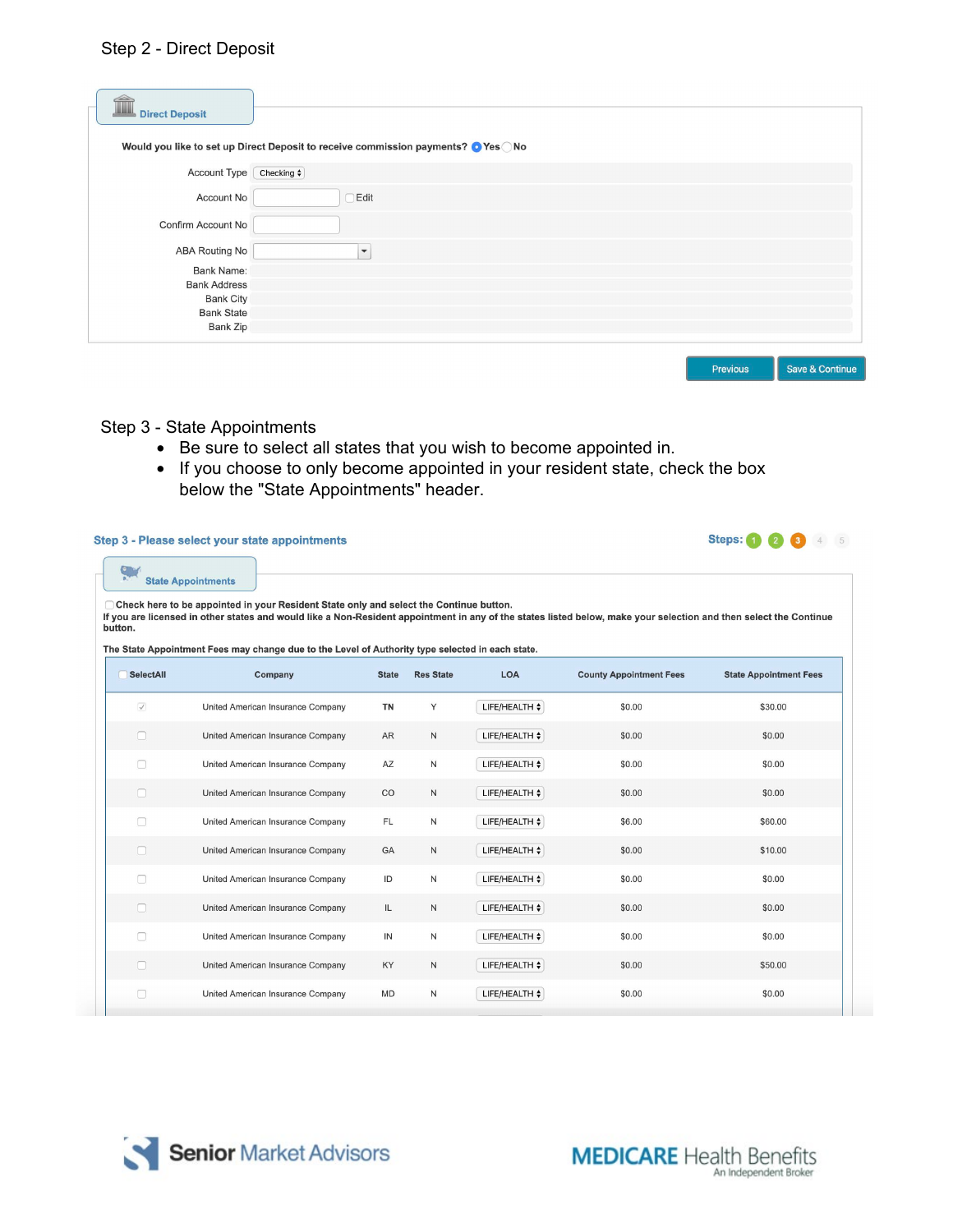Step 2 - Direct Deposit

**Direct Deposit**

Would you like to set up Direct Deposit to receive commission payments? (●) Yes ( ) No

Account Type: Checking

Account No: [ ] Edit

Confirm Account No:

ABA Routing No:

Bank Name:

Bank Address

Bank City

Bank State

Bank Zip

Previous | Save & Continue

Step 3 - State Appointments

- Be sure to select all states that you wish to become appointed in.
- If you choose to only become appointed in your resident state, check the box below the "State Appointments" header.

**Step 3 - Please select your state appointments**

Steps: 1 2 3 4 5

**State Appointments**

Check here to be appointed in your Resident State only and select the Continue button.
If you are licensed in other states and would like a Non-Resident appointment in any of the states listed below, make your selection and then select the Continue button.

The State Appointment Fees may change due to the Level of Authority type selected in each state.

| SelectAll | Company | State | Res State | LOA | County Appointment Fees | State Appointment Fees |
|---|---|---|---|---|---|---|
| ✓ | United American Insurance Company | TN | Y | LIFE/HEALTH | $0.00 | $30.00 |
| | United American Insurance Company | AR | N | LIFE/HEALTH | $0.00 | $0.00 |
| | United American Insurance Company | AZ | N | LIFE/HEALTH | $0.00 | $0.00 |
| | United American Insurance Company | CO | N | LIFE/HEALTH | $0.00 | $0.00 |
| | United American Insurance Company | FL | N | LIFE/HEALTH | $6.00 | $60.00 |
| | United American Insurance Company | GA | N | LIFE/HEALTH | $0.00 | $10.00 |
| | United American Insurance Company | ID | N | LIFE/HEALTH | $0.00 | $0.00 |
| | United American Insurance Company | IL | N | LIFE/HEALTH | $0.00 | $0.00 |
| | United American Insurance Company | IN | N | LIFE/HEALTH | $0.00 | $0.00 |
| | United American Insurance Company | KY | N | LIFE/HEALTH | $0.00 | $50.00 |
| | United American Insurance Company | MD | N | LIFE/HEALTH | $0.00 | $0.00 |

Senior Market Advisors

MEDICARE Health Benefits
An Independent Broker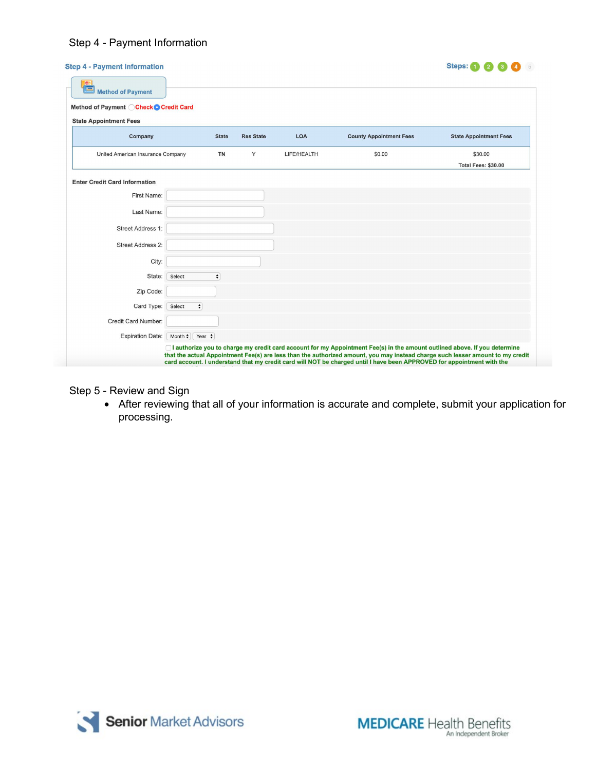Step 4 - Payment Information

**Step 4 - Payment Information**

Steps: 1 2 3 4 5

**Method of Payment**

Method of Payment ○ Check ● Credit Card

**State Appointment Fees**

| Company | State | Res State | LOA | County Appointment Fees | State Appointment Fees |
|---|---|---|---|---|---|
| United American Insurance Company | TN | Y | LIFE/HEALTH | $0.00 | $30.00 |
| | | | | | Total Fees: $30.00 |

**Enter Credit Card Information**

First Name:

Last Name:

Street Address 1:

Street Address 2:

City:

State: Select

Zip Code:

Card Type: Select

Credit Card Number:

Expiration Date: Month Year

☐ I authorize you to charge my credit card account for my Appointment Fee(s) in the amount outlined above. If you determine that the actual Appointment Fee(s) are less than the authorized amount, you may instead charge such lesser amount to my credit card account. I understand that my credit card will NOT be charged until I have been APPROVED for appointment with the

Step 5 - Review and Sign

- After reviewing that all of your information is accurate and complete, submit your application for processing.

Senior Market Advisors

MEDICARE Health Benefits
An Independent Broker